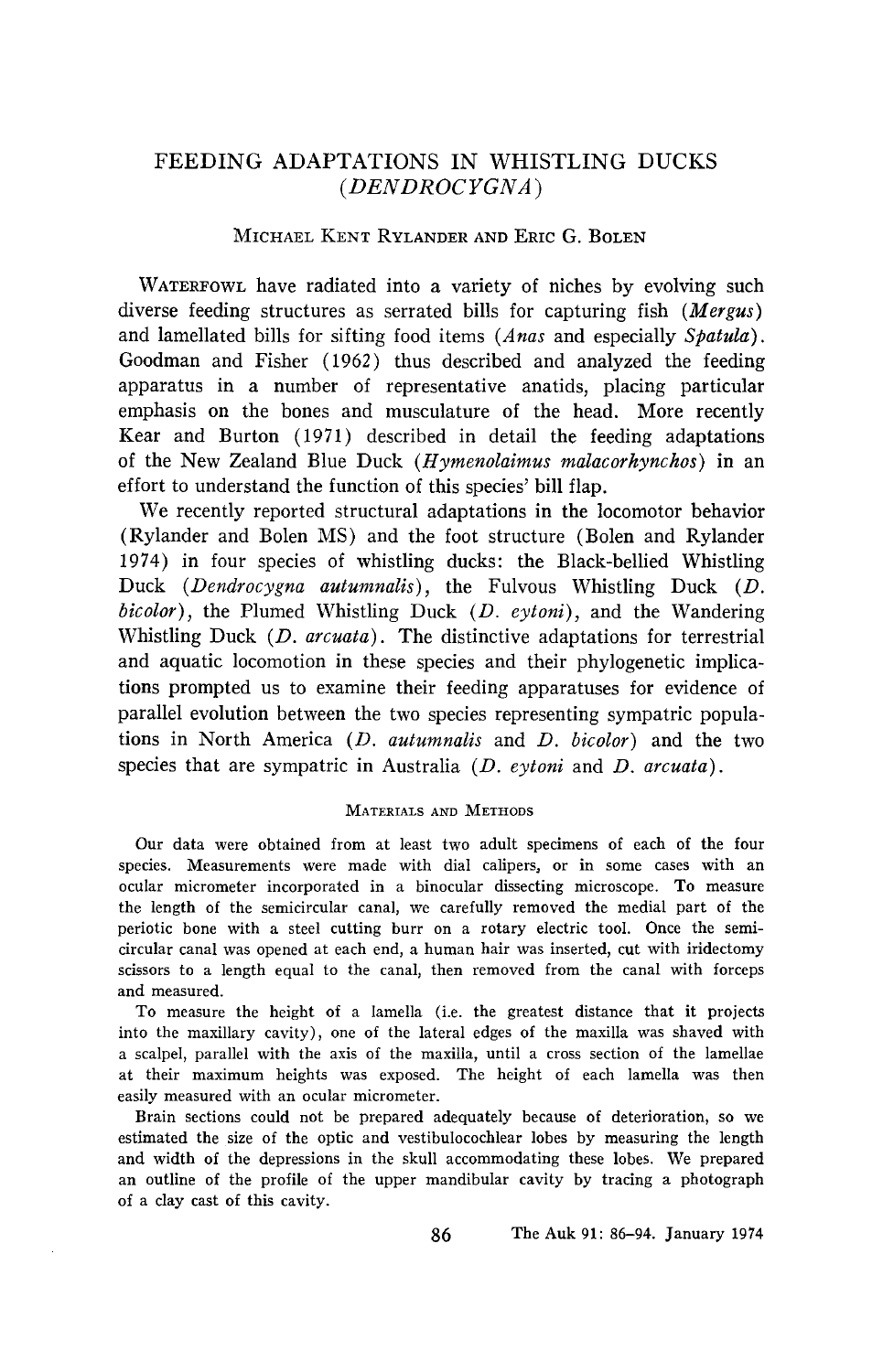# FEEDING ADAPTATIONS IN WHISTLING DUCKS (*DENDROCYGNA*)

MICHAEL KENT RYLANDER AND ERIC G. BOLEN

WATERFOWL have radiated into a variety of niches by evolving such diverse feeding structures as serrated bills for capturing fish (*Mergus*) and lamellated bills for sifting food items (*Anas* and especially *Spatula*). Goodman and Fisher (1962) thus described and analyzed the feeding apparatus in a number of representative anatids, placing particular emphasis on the bones and musculature of the head. More recently Kear and Burton (1971) described in detail the feeding adaptations of the New Zealand Blue Duck (*Hymenolaimus malacorhynchos*) in an effort to understand the function of this species' bill flap.

We recently reported structural adaptations in the locomotor behavior (Rylander and Bolen MS) and the foot structure (Bolen and Rylander 1974) in four species of whistling ducks: the Black-bellied Whistling Duck (*Dendrocygna autumnalis*), the Fulvous Whistling Duck (*D. bicolor*), the Plumed Whistling Duck (*D. eytoni*), and the Wandering Whistling Duck (*D. arcuata*). The distinctive adaptations for terrestrial and aquatic locomotion in these species and their phylogenetic implications prompted us to examine their feeding apparatuses for evidence of parallel evolution between the two species representing sympatric populations in North America (*D. autumnalis* and *D. bicolor*) and the two species that are sympatric in Australia (*D. eytoni* and *D. arcuata*).

## MATERIALS AND METHODS

Our data were obtained from at least two adult specimens of each of the four species. Measurements were made with dial calipers, or in some cases with an ocular micrometer incorporated in a binocular dissecting microscope. To measure the length of the semicircular canal, we carefully removed the medial part of the periotic bone with a steel cutting burr on a rotary electric tool. Once the semicircular canal was opened at each end, a human hair was inserted, cut with iridectomy scissors to a length equal to the canal, then removed from the canal with forceps and measured.

To measure the height of a lamella (i.e. the greatest distance that it projects into the maxillary cavity), one of the lateral edges of the maxilla was shaved with a scalpel, parallel with the axis of the maxilla, until a cross section of the lamellae at their maximum heights was exposed. The height of each lamella was then easily measured with an ocular micrometer.

Brain sections could not be prepared adequately because of deterioration, so we estimated the size of the optic and vestibulocochlear lobes by measuring the length and width of the depressions in the skull accommodating these lobes. We prepared an outline of the profile of the upper mandibular cavity by tracing a photograph of a clay cast of this cavity.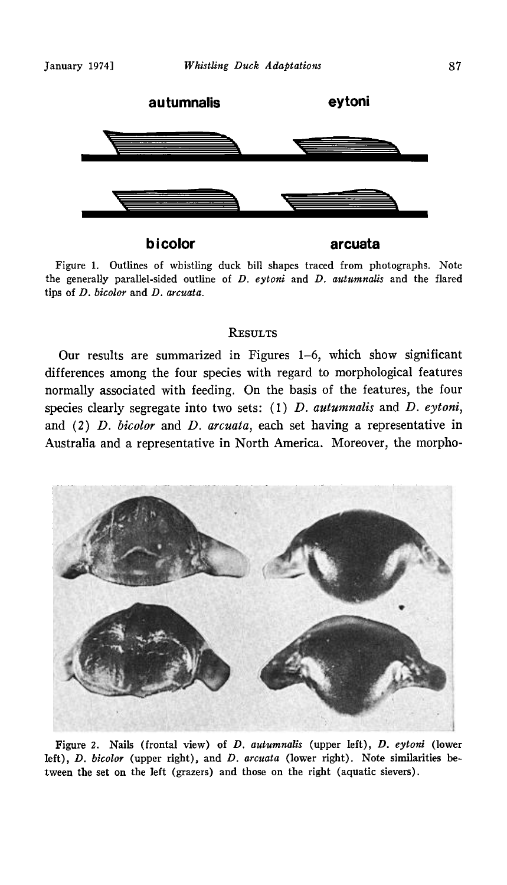Figure 1. Outlines of whistling duck bill shapes traced from photographs. Note the generally parallel-sided outline of *D. eytoni* and *D. autumnalis* and the flared tips of *D. bicolor* and *D. arcuata*.

## Results

Our results are summarized in Figures 1–6, which show significant differences among the four species with regard to morphological features normally associated with feeding. On the basis of the features, the four species clearly segregate into two sets: (1) *D. autumnalis* and *D. eytoni*, and (2) *D. bicolor* and *D. arcuata*, each set having a representative in Australia and a representative in North America. Moreover, the morpho-

Figure 2. Nails (frontal view) of *D. autumnalis* (upper left), *D. eytoni* (lower left), *D. bicolor* (upper right), and *D. arcuata* (lower right). Note similarities between the set on the left (grazers) and those on the right (aquatic sievers).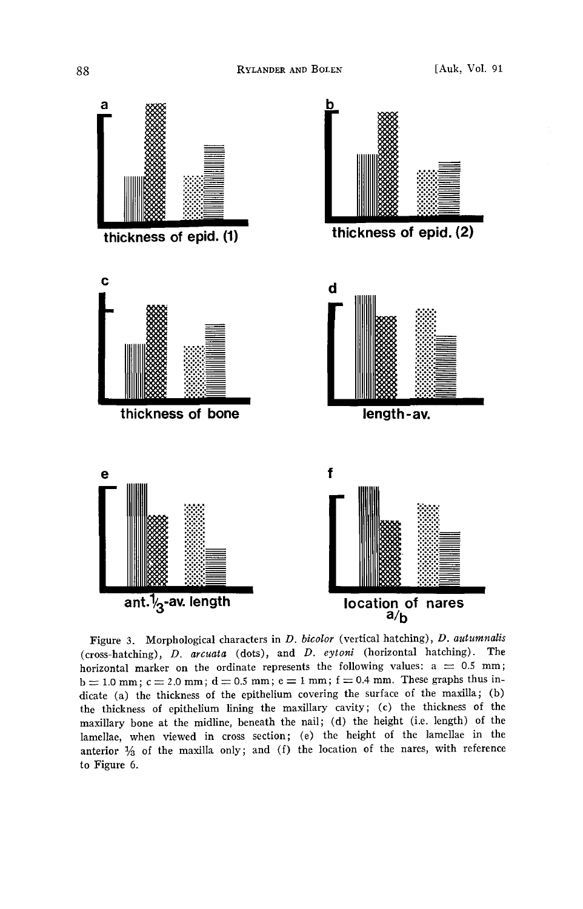a

thickness of epid. (1)

b

thickness of epid. (2)

c

thickness of bone

d

length-av.

e

ant. $\frac{1}{3}$-av. length

f

location of nares
a/b

Figure 3. Morphological characters in *D. bicolor* (vertical hatching), *D. autumnalis* (cross-hatching), *D. arcuata* (dots), and *D. eytoni* (horizontal hatching). The horizontal marker on the ordinate represents the following values: a = 0.5 mm; b = 1.0 mm; c = 2.0 mm; d = 0.5 mm; e = 1 mm; f = 0.4 mm. These graphs thus indicate (a) the thickness of the epithelium covering the surface of the maxilla; (b) the thickness of epithelium lining the maxillary cavity; (c) the thickness of the maxillary bone at the midline, beneath the nail; (d) the height (i.e. length) of the lamellae, when viewed in cross section; (e) the height of the lamellae in the anterior $\frac{1}{3}$ of the maxilla only; and (f) the location of the nares, with reference to Figure 6.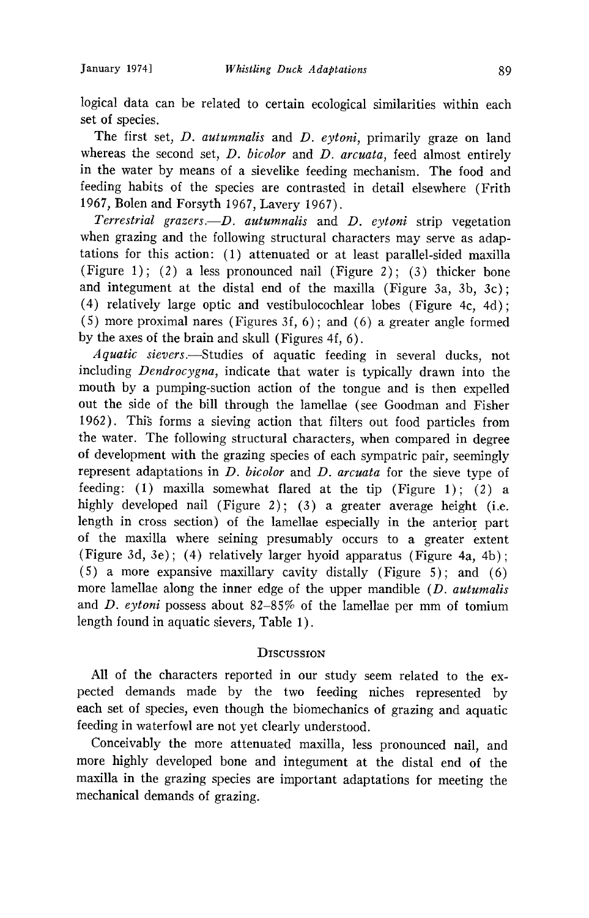logical data can be related to certain ecological similarities within each set of species.

The first set, *D. autumnalis* and *D. eytoni*, primarily graze on land whereas the second set, *D. bicolor* and *D. arcuata*, feed almost entirely in the water by means of a sievelike feeding mechanism. The food and feeding habits of the species are contrasted in detail elsewhere (Frith 1967, Bolen and Forsyth 1967, Lavery 1967).

*Terrestrial grazers.*—*D. autumnalis* and *D. eytoni* strip vegetation when grazing and the following structural characters may serve as adaptations for this action: (1) attenuated or at least parallel-sided maxilla (Figure 1); (2) a less pronounced nail (Figure 2); (3) thicker bone and integument at the distal end of the maxilla (Figure 3a, 3b, 3c); (4) relatively large optic and vestibulocochlear lobes (Figure 4c, 4d); (5) more proximal nares (Figures 3f, 6); and (6) a greater angle formed by the axes of the brain and skull (Figures 4f, 6).

*Aquatic sievers.*—Studies of aquatic feeding in several ducks, not including *Dendrocygna*, indicate that water is typically drawn into the mouth by a pumping-suction action of the tongue and is then expelled out the side of the bill through the lamellae (see Goodman and Fisher 1962). This forms a sieving action that filters out food particles from the water. The following structural characters, when compared in degree of development with the grazing species of each sympatric pair, seemingly represent adaptations in *D. bicolor* and *D. arcuata* for the sieve type of feeding: (1) maxilla somewhat flared at the tip (Figure 1); (2) a highly developed nail (Figure 2); (3) a greater average height (i.e. length in cross section) of the lamellae especially in the anterior part of the maxilla where seining presumably occurs to a greater extent (Figure 3d, 3e); (4) relatively larger hyoid apparatus (Figure 4a, 4b); (5) a more expansive maxillary cavity distally (Figure 5); and (6) more lamellae along the inner edge of the upper mandible (*D. autumalis* and *D. eytoni* possess about 82–85% of the lamellae per mm of tomium length found in aquatic sievers, Table 1).

## Discussion

All of the characters reported in our study seem related to the expected demands made by the two feeding niches represented by each set of species, even though the biomechanics of grazing and aquatic feeding in waterfowl are not yet clearly understood.

Conceivably the more attenuated maxilla, less pronounced nail, and more highly developed bone and integument at the distal end of the maxilla in the grazing species are important adaptations for meeting the mechanical demands of grazing.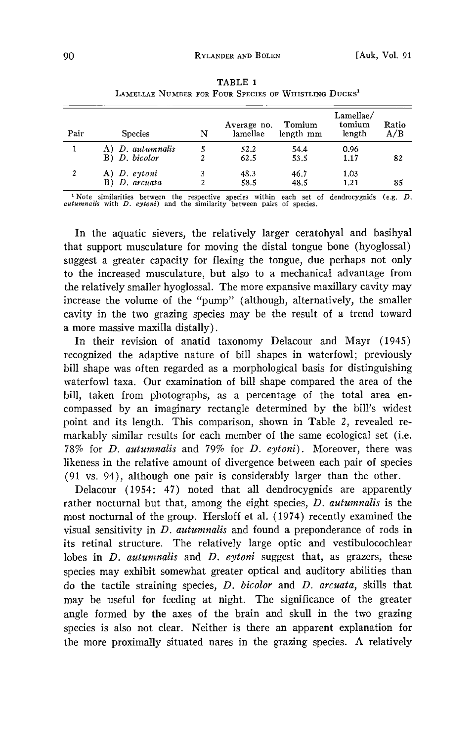TABLE 1
LAMELLAE NUMBER FOR FOUR SPECIES OF WHISTLING DUCKS[1]

| Pair | Species | N | Average no. lamellae | Tomium length mm | Lamellae/ tomium length | Ratio A/B |
|---|---|---|---|---|---|---|
| 1 | A) *D. autumnalis* | 5 | 52.2 | 54.4 | 0.96 | |
| | B) *D. bicolor* | 2 | 62.5 | 53.5 | 1.17 | 82 |
| 2 | A) *D. eytoni* | 3 | 48.3 | 46.7 | 1.03 | |
| | B) *D. arcuata* | 2 | 58.5 | 48.5 | 1.21 | 85 |

[1] Note similarities between the respective species within each set of dendrocygnids (e.g. *D. autumnalis* with *D. eytoni*) and the similarity between pairs of species.

In the aquatic sievers, the relatively larger ceratohyal and basihyal that support musculature for moving the distal tongue bone (hyoglossal) suggest a greater capacity for flexing the tongue, due perhaps not only to the increased musculature, but also to a mechanical advantage from the relatively smaller hyoglossal. The more expansive maxillary cavity may increase the volume of the "pump" (although, alternatively, the smaller cavity in the two grazing species may be the result of a trend toward a more massive maxilla distally).

In their revision of anatid taxonomy Delacour and Mayr (1945) recognized the adaptive nature of bill shapes in waterfowl; previously bill shape was often regarded as a morphological basis for distinguishing waterfowl taxa. Our examination of bill shape compared the area of the bill, taken from photographs, as a percentage of the total area encompassed by an imaginary rectangle determined by the bill's widest point and its length. This comparison, shown in Table 2, revealed remarkably similar results for each member of the same ecological set (i.e. 78% for *D. autumnalis* and 79% for *D. eytoni*). Moreover, there was likeness in the relative amount of divergence between each pair of species (91 vs. 94), although one pair is considerably larger than the other.

Delacour (1954: 47) noted that all dendrocygnids are apparently rather nocturnal but that, among the eight species, *D. autumnalis* is the most nocturnal of the group. Hersloff et al. (1974) recently examined the visual sensitivity in *D. autumnalis* and found a preponderance of rods in its retinal structure. The relatively large optic and vestibulocochlear lobes in *D. autumnalis* and *D. eytoni* suggest that, as grazers, these species may exhibit somewhat greater optical and auditory abilities than do the tactile straining species, *D. bicolor* and *D. arcuata*, skills that may be useful for feeding at night. The significance of the greater angle formed by the axes of the brain and skull in the two grazing species is also not clear. Neither is there an apparent explanation for the more proximally situated nares in the grazing species. A relatively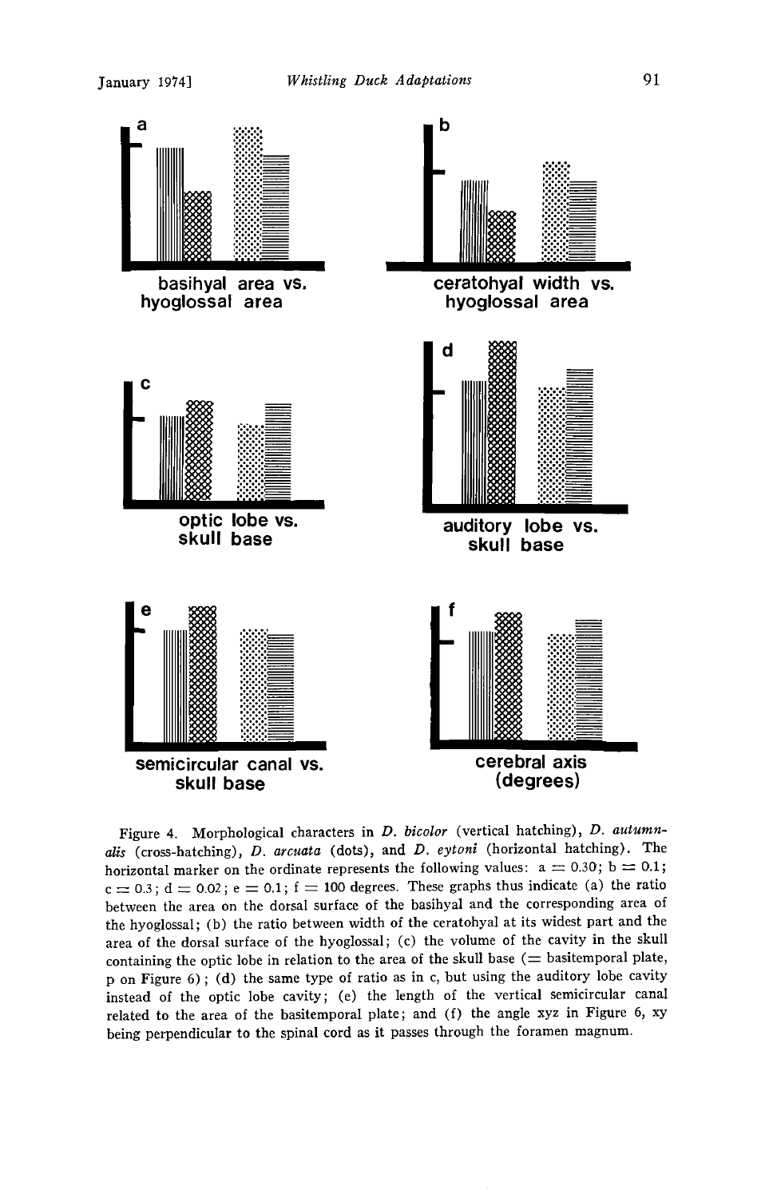a

basihyal area vs. hyoglossal area

b

ceratohyal width vs. hyoglossal area

c

optic lobe vs. skull base

d

auditory lobe vs. skull base

e

semicircular canal vs. skull base

f

cerebral axis (degrees)

Figure 4. Morphological characters in *D. bicolor* (vertical hatching), *D. autumnalis* (cross-hatching), *D. arcuata* (dots), and *D. eytoni* (horizontal hatching). The horizontal marker on the ordinate represents the following values: a = 0.30; b = 0.1; c = 0.3; d = 0.02; e = 0.1; f = 100 degrees. These graphs thus indicate (a) the ratio between the area on the dorsal surface of the basihyal and the corresponding area of the hyoglossal; (b) the ratio between width of the ceratohyal at its widest part and the area of the dorsal surface of the hyoglossal; (c) the volume of the cavity in the skull containing the optic lobe in relation to the area of the skull base (= basitemporal plate, p on Figure 6); (d) the same type of ratio as in c, but using the auditory lobe cavity instead of the optic lobe cavity; (e) the length of the vertical semicircular canal related to the area of the basitemporal plate; and (f) the angle xyz in Figure 6, xy being perpendicular to the spinal cord as it passes through the foramen magnum.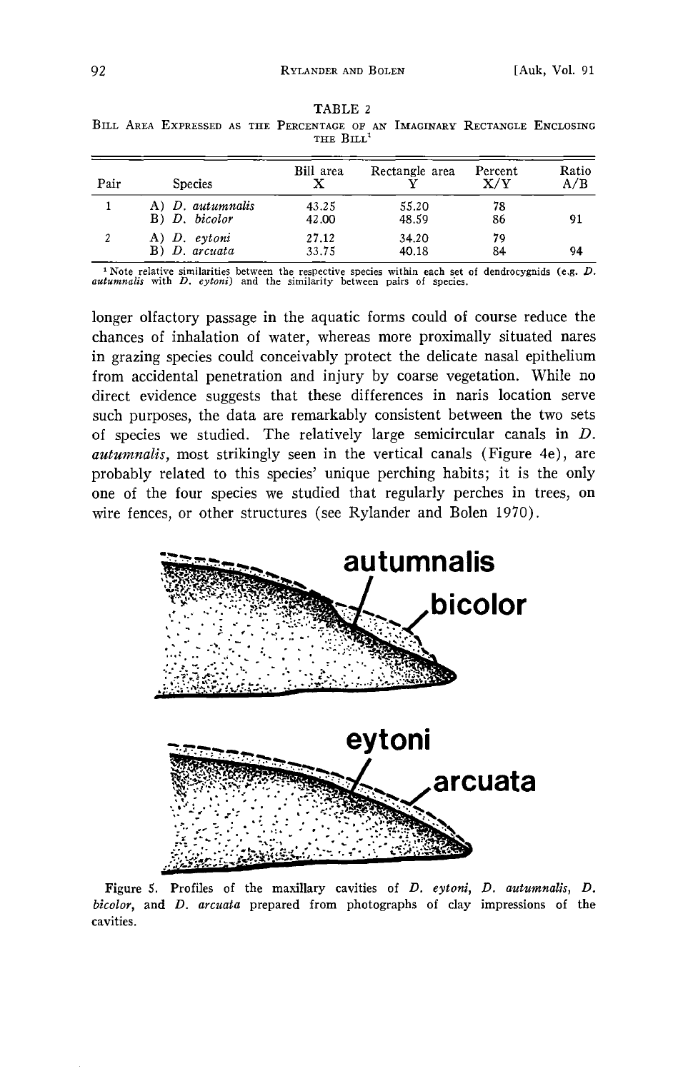TABLE 2

BILL AREA EXPRESSED AS THE PERCENTAGE OF AN IMAGINARY RECTANGLE ENCLOSING THE BILL[1]

| Pair | Species | Bill area X | Rectangle area Y | Percent X/Y | Ratio A/B |
|---|---|---|---|---|---|
| 1 | A) *D. autumnalis* | 43.25 | 55.20 | 78 | |
| | B) *D. bicolor* | 42.00 | 48.59 | 86 | 91 |
| 2 | A) *D. eytoni* | 27.12 | 34.20 | 79 | |
| | B) *D. arcuata* | 33.75 | 40.18 | 84 | 94 |

[1] Note relative similarities between the respective species within each set of dendrocygnids (e.g. *D. autumnalis* with *D. eytoni*) and the similarity between pairs of species.

longer olfactory passage in the aquatic forms could of course reduce the chances of inhalation of water, whereas more proximally situated nares in grazing species could conceivably protect the delicate nasal epithelium from accidental penetration and injury by coarse vegetation. While no direct evidence suggests that these differences in naris location serve such purposes, the data are remarkably consistent between the two sets of species we studied. The relatively large semicircular canals in *D. autumnalis*, most strikingly seen in the vertical canals (Figure 4e), are probably related to this species' unique perching habits; it is the only one of the four species we studied that regularly perches in trees, on wire fences, or other structures (see Rylander and Bolen 1970).

Figure 5. Profiles of the maxillary cavities of *D. eytoni*, *D. autumnalis*, *D. bicolor*, and *D. arcuata* prepared from photographs of clay impressions of the cavities.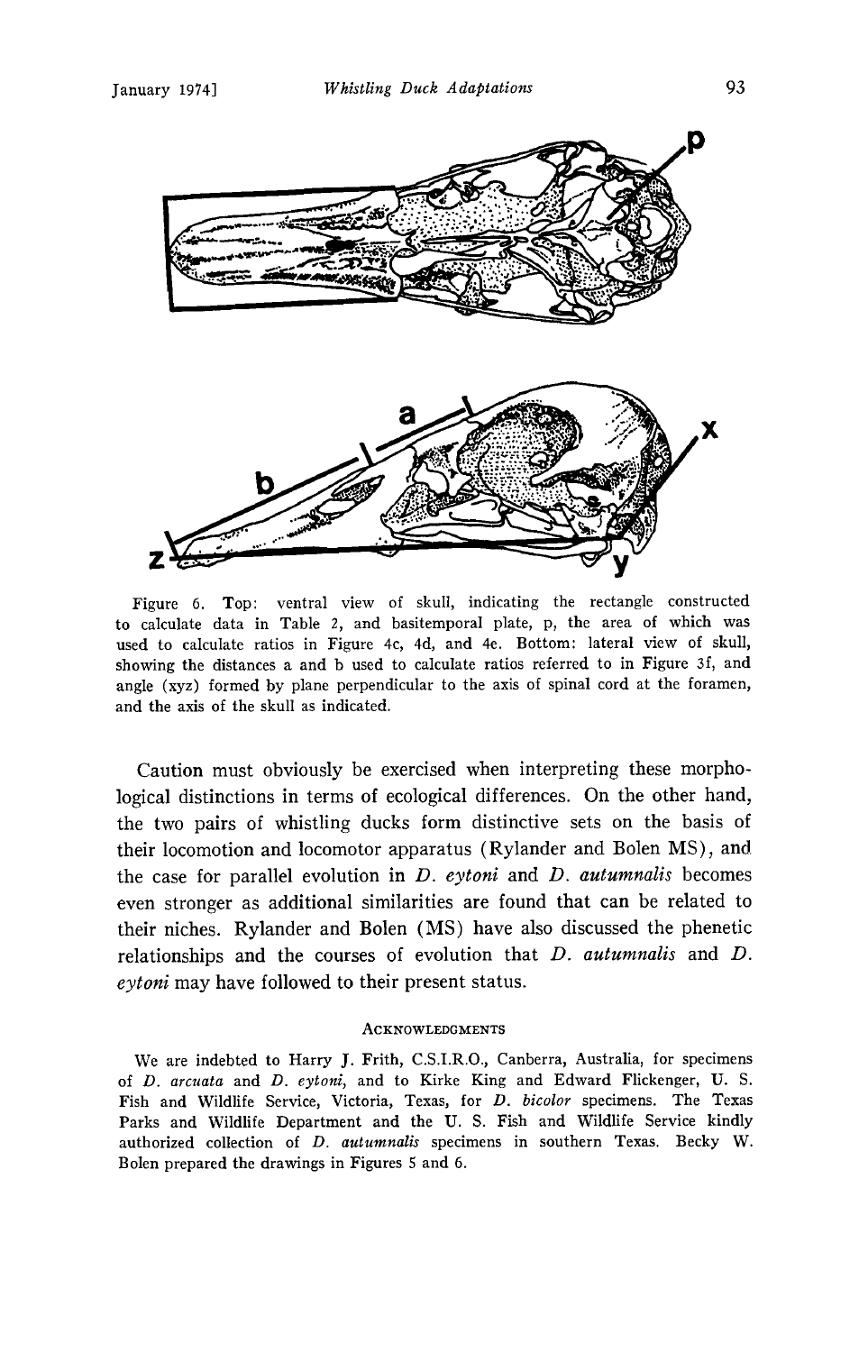Figure 6. Top: ventral view of skull, indicating the rectangle constructed to calculate data in Table 2, and basitemporal plate, p, the area of which was used to calculate ratios in Figure 4c, 4d, and 4e. Bottom: lateral view of skull, showing the distances a and b used to calculate ratios referred to in Figure 3f, and angle (xyz) formed by plane perpendicular to the axis of spinal cord at the foramen, and the axis of the skull as indicated.

Caution must obviously be exercised when interpreting these morphological distinctions in terms of ecological differences. On the other hand, the two pairs of whistling ducks form distinctive sets on the basis of their locomotion and locomotor apparatus (Rylander and Bolen MS), and the case for parallel evolution in *D. eytoni* and *D. autumnalis* becomes even stronger as additional similarities are found that can be related to their niches. Rylander and Bolen (MS) have also discussed the phenetic relationships and the courses of evolution that *D. autumnalis* and *D. eytoni* may have followed to their present status.

## Acknowledgments

We are indebted to Harry J. Frith, C.S.I.R.O., Canberra, Australia, for specimens of *D. arcuata* and *D. eytoni*, and to Kirke King and Edward Flickenger, U. S. Fish and Wildlife Service, Victoria, Texas, for *D. bicolor* specimens. The Texas Parks and Wildlife Department and the U. S. Fish and Wildlife Service kindly authorized collection of *D. autumnalis* specimens in southern Texas. Becky W. Bolen prepared the drawings in Figures 5 and 6.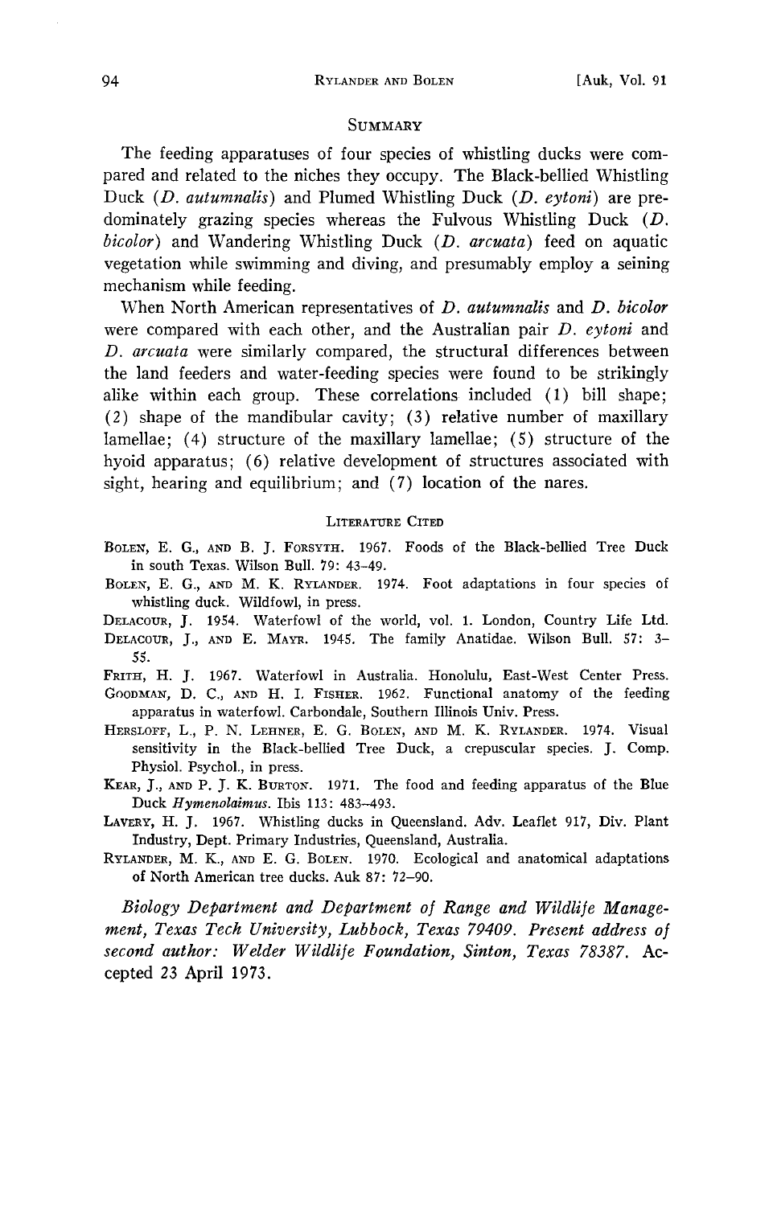## SUMMARY

The feeding apparatuses of four species of whistling ducks were compared and related to the niches they occupy. The Black-bellied Whistling Duck (*D. autumnalis*) and Plumed Whistling Duck (*D. eytoni*) are predominately grazing species whereas the Fulvous Whistling Duck (*D. bicolor*) and Wandering Whistling Duck (*D. arcuata*) feed on aquatic vegetation while swimming and diving, and presumably employ a seining mechanism while feeding.

When North American representatives of *D. autumnalis* and *D. bicolor* were compared with each other, and the Australian pair *D. eytoni* and *D. arcuata* were similarly compared, the structural differences between the land feeders and water-feeding species were found to be strikingly alike within each group. These correlations included (1) bill shape; (2) shape of the mandibular cavity; (3) relative number of maxillary lamellae; (4) structure of the maxillary lamellae; (5) structure of the hyoid apparatus; (6) relative development of structures associated with sight, hearing and equilibrium; and (7) location of the nares.

## LITERATURE CITED

BOLEN, E. G., AND B. J. FORSYTH. 1967. Foods of the Black-bellied Tree Duck in south Texas. Wilson Bull. 79: 43–49.

BOLEN, E. G., AND M. K. RYLANDER. 1974. Foot adaptations in four species of whistling duck. Wildfowl, in press.

DELACOUR, J. 1954. Waterfowl of the world, vol. 1. London, Country Life Ltd.

DELACOUR, J., AND E. MAYR. 1945. The family Anatidae. Wilson Bull. 57: 3–55.

FRITH, H. J. 1967. Waterfowl in Australia. Honolulu, East-West Center Press.

GOODMAN, D. C., AND H. I. FISHER. 1962. Functional anatomy of the feeding apparatus in waterfowl. Carbondale, Southern Illinois Univ. Press.

HERSLOFF, L., P. N. LEHNER, E. G. BOLEN, AND M. K. RYLANDER. 1974. Visual sensitivity in the Black-bellied Tree Duck, a crepuscular species. J. Comp. Physiol. Psychol., in press.

KEAR, J., AND P. J. K. BURTON. 1971. The food and feeding apparatus of the Blue Duck *Hymenolaimus*. Ibis 113: 483–493.

LAVERY, H. J. 1967. Whistling ducks in Queensland. Adv. Leaflet 917, Div. Plant Industry, Dept. Primary Industries, Queensland, Australia.

RYLANDER, M. K., AND E. G. BOLEN. 1970. Ecological and anatomical adaptations of North American tree ducks. Auk 87: 72–90.

*Biology Department and Department of Range and Wildlife Management, Texas Tech University, Lubbock, Texas 79409. Present address of second author: Welder Wildlife Foundation, Sinton, Texas 78387.* Accepted 23 April 1973.